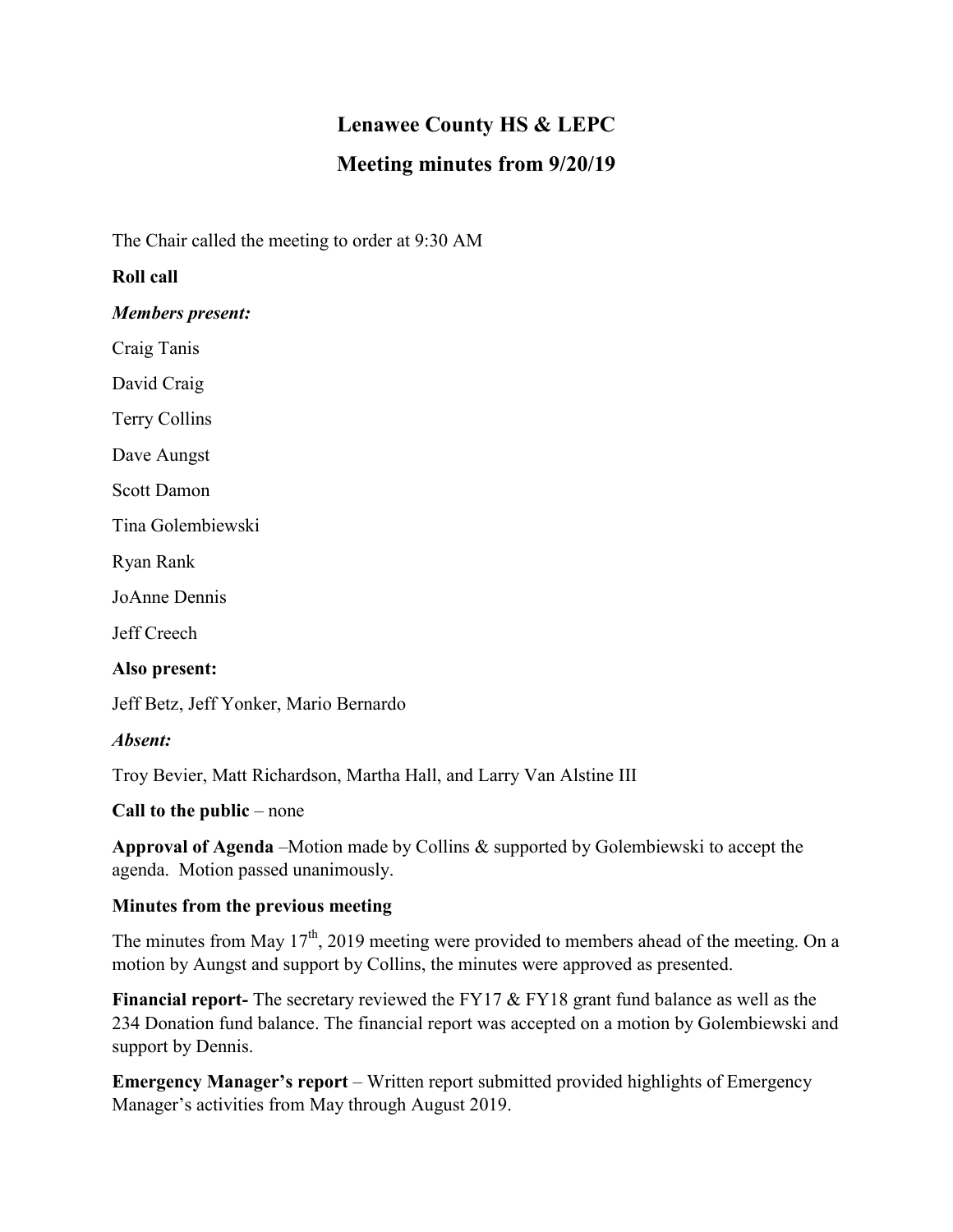# Lenawee County HS & LEPC

## Meeting minutes from 9/20/19

The Chair called the meeting to order at 9:30 AM

**Roll call**

***Members present:***

Craig Tanis

David Craig

Terry Collins

Dave Aungst

Scott Damon

Tina Golembiewski

Ryan Rank

JoAnne Dennis

Jeff Creech

**Also present:**

Jeff Betz, Jeff Yonker, Mario Bernardo

***Absent:***

Troy Bevier, Matt Richardson, Martha Hall, and Larry Van Alstine III

**Call to the public** – none

**Approval of Agenda** –Motion made by Collins & supported by Golembiewski to accept the agenda. Motion passed unanimously.

**Minutes from the previous meeting**

The minutes from May 17th, 2019 meeting were provided to members ahead of the meeting. On a motion by Aungst and support by Collins, the minutes were approved as presented.

**Financial report-** The secretary reviewed the FY17 & FY18 grant fund balance as well as the 234 Donation fund balance. The financial report was accepted on a motion by Golembiewski and support by Dennis.

**Emergency Manager's report** – Written report submitted provided highlights of Emergency Manager's activities from May through August 2019.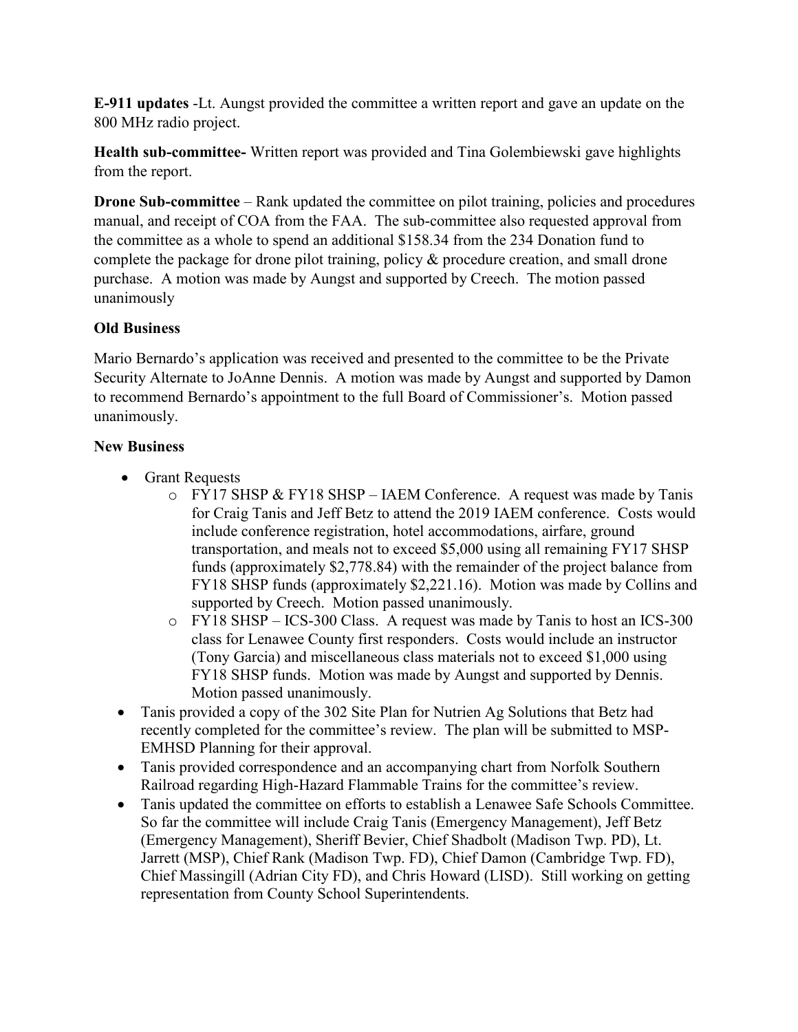**E-911 updates** -Lt. Aungst provided the committee a written report and gave an update on the 800 MHz radio project.

**Health sub-committee-** Written report was provided and Tina Golembiewski gave highlights from the report.

**Drone Sub-committee** – Rank updated the committee on pilot training, policies and procedures manual, and receipt of COA from the FAA. The sub-committee also requested approval from the committee as a whole to spend an additional $158.34 from the 234 Donation fund to complete the package for drone pilot training, policy & procedure creation, and small drone purchase. A motion was made by Aungst and supported by Creech. The motion passed unanimously

**Old Business**

Mario Bernardo's application was received and presented to the committee to be the Private Security Alternate to JoAnne Dennis. A motion was made by Aungst and supported by Damon to recommend Bernardo's appointment to the full Board of Commissioner's. Motion passed unanimously.

**New Business**

- Grant Requests
  - FY17 SHSP & FY18 SHSP – IAEM Conference. A request was made by Tanis for Craig Tanis and Jeff Betz to attend the 2019 IAEM conference. Costs would include conference registration, hotel accommodations, airfare, ground transportation, and meals not to exceed $5,000 using all remaining FY17 SHSP funds (approximately $2,778.84) with the remainder of the project balance from FY18 SHSP funds (approximately $2,221.16). Motion was made by Collins and supported by Creech. Motion passed unanimously.
  - FY18 SHSP – ICS-300 Class. A request was made by Tanis to host an ICS-300 class for Lenawee County first responders. Costs would include an instructor (Tony Garcia) and miscellaneous class materials not to exceed $1,000 using FY18 SHSP funds. Motion was made by Aungst and supported by Dennis. Motion passed unanimously.
- Tanis provided a copy of the 302 Site Plan for Nutrien Ag Solutions that Betz had recently completed for the committee's review. The plan will be submitted to MSP-EMHSD Planning for their approval.
- Tanis provided correspondence and an accompanying chart from Norfolk Southern Railroad regarding High-Hazard Flammable Trains for the committee's review.
- Tanis updated the committee on efforts to establish a Lenawee Safe Schools Committee. So far the committee will include Craig Tanis (Emergency Management), Jeff Betz (Emergency Management), Sheriff Bevier, Chief Shadbolt (Madison Twp. PD), Lt. Jarrett (MSP), Chief Rank (Madison Twp. FD), Chief Damon (Cambridge Twp. FD), Chief Massingill (Adrian City FD), and Chris Howard (LISD). Still working on getting representation from County School Superintendents.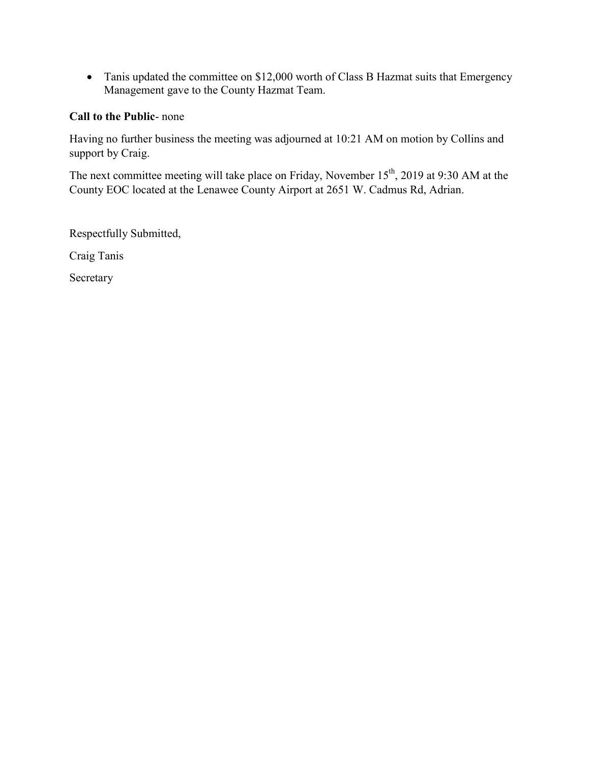- Tanis updated the committee on $12,000 worth of Class B Hazmat suits that Emergency Management gave to the County Hazmat Team.

**Call to the Public**- none

Having no further business the meeting was adjourned at 10:21 AM on motion by Collins and support by Craig.

The next committee meeting will take place on Friday, November 15th, 2019 at 9:30 AM at the County EOC located at the Lenawee County Airport at 2651 W. Cadmus Rd, Adrian.

Respectfully Submitted,

Craig Tanis

Secretary